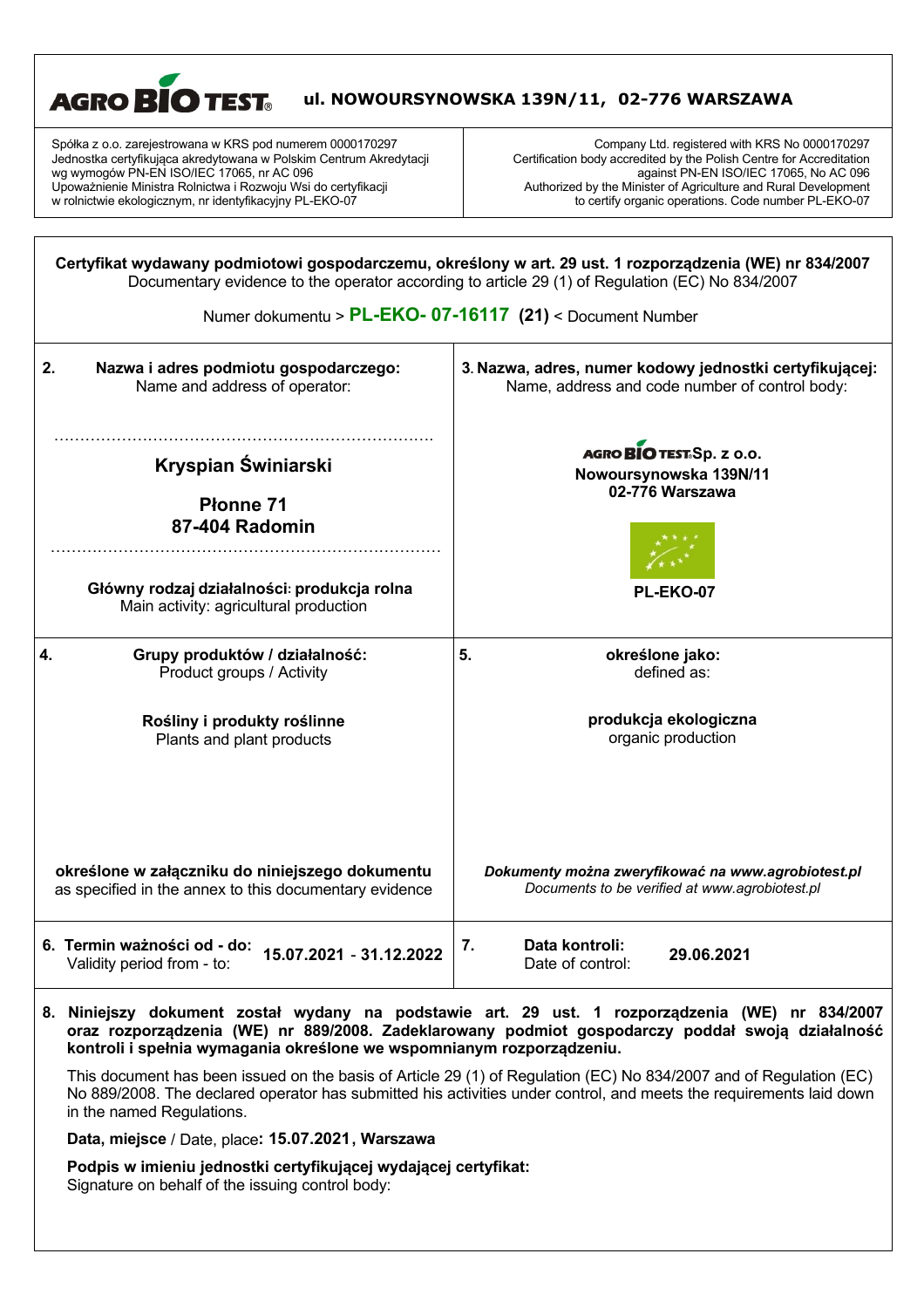**AGRO BIO TEST** **ul. NOWOURSYNOWSKA 139N/11, 02-776 WARSZAWA**

| Spółka z o.o. zarejestrowana w KRS pod numerem 0000170297<br>Jednostka certyfikująca akredytowana w Polskim Centrum Akredytacji wg wymogów PN-EN ISO/IEC 17065, nr AC 096<br>Upoważnienie Ministra Rolnictwa i Rozwoju Wsi do certyfikacji w rolnictwie ekologicznym, nr identyfikacyjny PL-EKO-07 | Company Ltd. registered with KRS No 0000170297<br>Certification body accredited by the Polish Centre for Accreditation against PN-EN ISO/IEC 17065, No AC 096<br>Authorized by the Minister of Agriculture and Rural Development to certify organic operations. Code number PL-EKO-07 |
|---|---|

**Certyfikat wydawany podmiotowi gospodarczemu, określony w art. 29 ust. 1 rozporządzenia (WE) nr 834/2007**
Documentary evidence to the operator according to article 29 (1) of Regulation (EC) No 834/2007

Numer dokumentu > **PL-EKO- 07-16117 (21)** < Document Number

| **2. Nazwa i adres podmiotu gospodarczego:**<br>Name and address of operator:<br><br>**Kryspian Świniarski**<br><br>**Płonne 71**<br>**87-404 Radomin**<br><br>**Główny rodzaj działalności: produkcja rolna**<br>Main activity: agricultural production | **3. Nazwa, adres, numer kodowy jednostki certyfikującej:**<br>Name, address and code number of control body:<br><br>**AGRO BIO TEST Sp. z o.o.**<br>**Nowoursynowska 139N/11**<br>**02-776 Warszawa**<br><br>**PL-EKO-07** |
|---|---|
| **4. Grupy produktów / działalność:**<br>Product groups / Activity<br><br>**Rośliny i produkty roślinne**<br>Plants and plant products<br><br>**określone w załączniku do niniejszego dokumentu**<br>as specified in the annex to this documentary evidence | **5. określone jako:**<br>defined as:<br><br>**produkcja ekologiczna**<br>organic production<br><br>***Dokumenty można zweryfikować na www.agrobiotest.pl***<br>*Documents to be verified at www.agrobiotest.pl* |
| **6. Termin ważności od - do:** Validity period from - to: **15.07.2021 - 31.12.2022** | **7. Data kontroli:** Date of control: **29.06.2021** |

**8. Niniejszy dokument został wydany na podstawie art. 29 ust. 1 rozporządzenia (WE) nr 834/2007 oraz rozporządzenia (WE) nr 889/2008. Zadeklarowany podmiot gospodarczy poddał swoją działalność kontroli i spełnia wymagania określone we wspomnianym rozporządzeniu.**

This document has been issued on the basis of Article 29 (1) of Regulation (EC) No 834/2007 and of Regulation (EC) No 889/2008. The declared operator has submitted his activities under control, and meets the requirements laid down in the named Regulations.

**Data, miejsce** / Date, place**: 15.07.2021, Warszawa**

**Podpis w imieniu jednostki certyfikującej wydającej certyfikat:**
Signature on behalf of the issuing control body: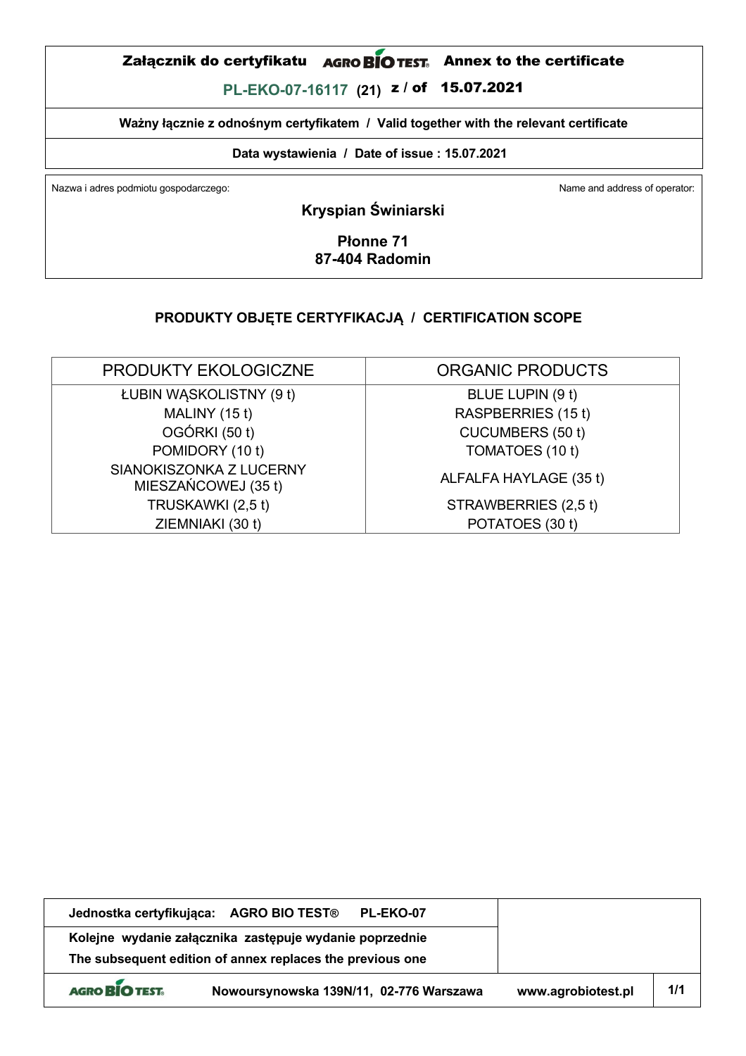**Załącznik do certyfikatu AGRO BIO TEST Annex to the certificate**

**PL-EKO-07-16117 (21) z / of 15.07.2021**

**Ważny łącznie z odnośnym certyfikatem / Valid together with the relevant certificate**

**Data wystawienia / Date of issue : 15.07.2021**

Nazwa i adres podmiotu gospodarczego: Name and address of operator:

**Kryspian Świniarski**

**Płonne 71**
**87-404 Radomin**

## PRODUKTY OBJĘTE CERTYFIKACJĄ / CERTIFICATION SCOPE

| PRODUKTY EKOLOGICZNE | ORGANIC PRODUCTS |
|---|---|
| ŁUBIN WĄSKOLISTNY (9 t) | BLUE LUPIN (9 t) |
| MALINY (15 t) | RASPBERRIES (15 t) |
| OGÓRKI (50 t) | CUCUMBERS (50 t) |
| POMIDORY (10 t) | TOMATOES (10 t) |
| SIANOKISZONKA Z LUCERNY MIESZAŃCOWEJ (35 t) | ALFALFA HAYLAGE (35 t) |
| TRUSKAWKI (2,5 t) | STRAWBERRIES (2,5 t) |
| ZIEMNIAKI (30 t) | POTATOES (30 t) |

**Jednostka certyfikująca: AGRO BIO TEST® PL-EKO-07**

**Kolejne wydanie załącznika zastępuje wydanie poprzednie**

**The subsequent edition of annex replaces the previous one**

**AGRO BIO TEST Nowoursynowska 139N/11, 02-776 Warszawa www.agrobiotest.pl**